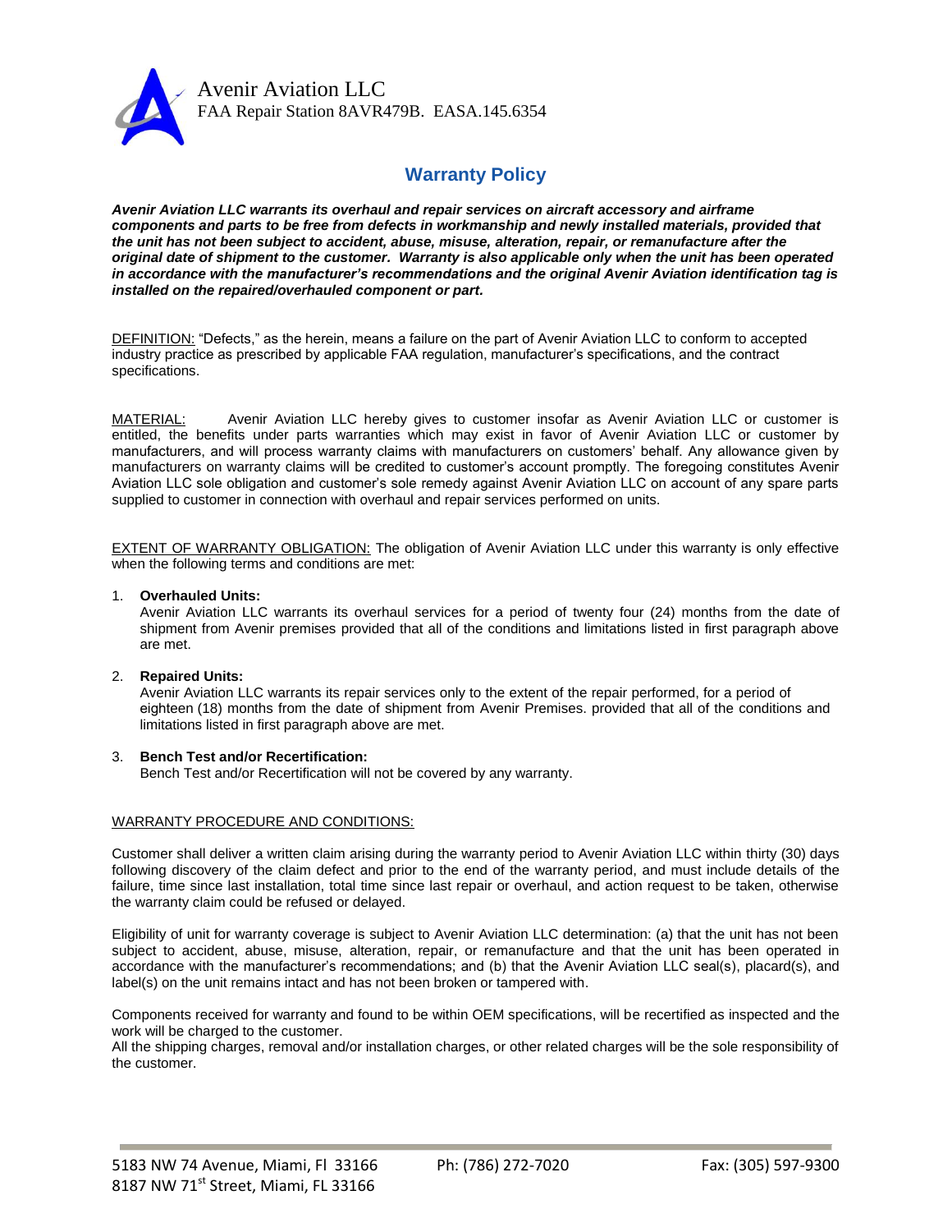Avenir Aviation LLC
FAA Repair Station 8AVR479B. EASA.145.6354

# Warranty Policy

***Avenir Aviation LLC warrants its overhaul and repair services on aircraft accessory and airframe components and parts to be free from defects in workmanship and newly installed materials, provided that the unit has not been subject to accident, abuse, misuse, alteration, repair, or remanufacture after the original date of shipment to the customer. Warranty is also applicable only when the unit has been operated in accordance with the manufacturer's recommendations and the original Avenir Aviation identification tag is installed on the repaired/overhauled component or part.***

<u>DEFINITION:</u> "Defects," as the herein, means a failure on the part of Avenir Aviation LLC to conform to accepted industry practice as prescribed by applicable FAA regulation, manufacturer's specifications, and the contract specifications.

<u>MATERIAL:</u> Avenir Aviation LLC hereby gives to customer insofar as Avenir Aviation LLC or customer is entitled, the benefits under parts warranties which may exist in favor of Avenir Aviation LLC or customer by manufacturers, and will process warranty claims with manufacturers on customers' behalf. Any allowance given by manufacturers on warranty claims will be credited to customer's account promptly. The foregoing constitutes Avenir Aviation LLC sole obligation and customer's sole remedy against Avenir Aviation LLC on account of any spare parts supplied to customer in connection with overhaul and repair services performed on units.

<u>EXTENT OF WARRANTY OBLIGATION:</u> The obligation of Avenir Aviation LLC under this warranty is only effective when the following terms and conditions are met:

1. **Overhauled Units:**
   Avenir Aviation LLC warrants its overhaul services for a period of twenty four (24) months from the date of shipment from Avenir premises provided that all of the conditions and limitations listed in first paragraph above are met.

2. **Repaired Units:**
   Avenir Aviation LLC warrants its repair services only to the extent of the repair performed, for a period of eighteen (18) months from the date of shipment from Avenir Premises. provided that all of the conditions and limitations listed in first paragraph above are met.

3. **Bench Test and/or Recertification:**
   Bench Test and/or Recertification will not be covered by any warranty.

<u>WARRANTY PROCEDURE AND CONDITIONS:</u>

Customer shall deliver a written claim arising during the warranty period to Avenir Aviation LLC within thirty (30) days following discovery of the claim defect and prior to the end of the warranty period, and must include details of the failure, time since last installation, total time since last repair or overhaul, and action request to be taken, otherwise the warranty claim could be refused or delayed.

Eligibility of unit for warranty coverage is subject to Avenir Aviation LLC determination: (a) that the unit has not been subject to accident, abuse, misuse, alteration, repair, or remanufacture and that the unit has been operated in accordance with the manufacturer's recommendations; and (b) that the Avenir Aviation LLC seal(s), placard(s), and label(s) on the unit remains intact and has not been broken or tampered with.

Components received for warranty and found to be within OEM specifications, will be recertified as inspected and the work will be charged to the customer.
All the shipping charges, removal and/or installation charges, or other related charges will be the sole responsibility of the customer.

5183 NW 74 Avenue, Miami, Fl 33166 | Ph: (786) 272-7020 | Fax: (305) 597-9300
8187 NW 71st Street, Miami, FL 33166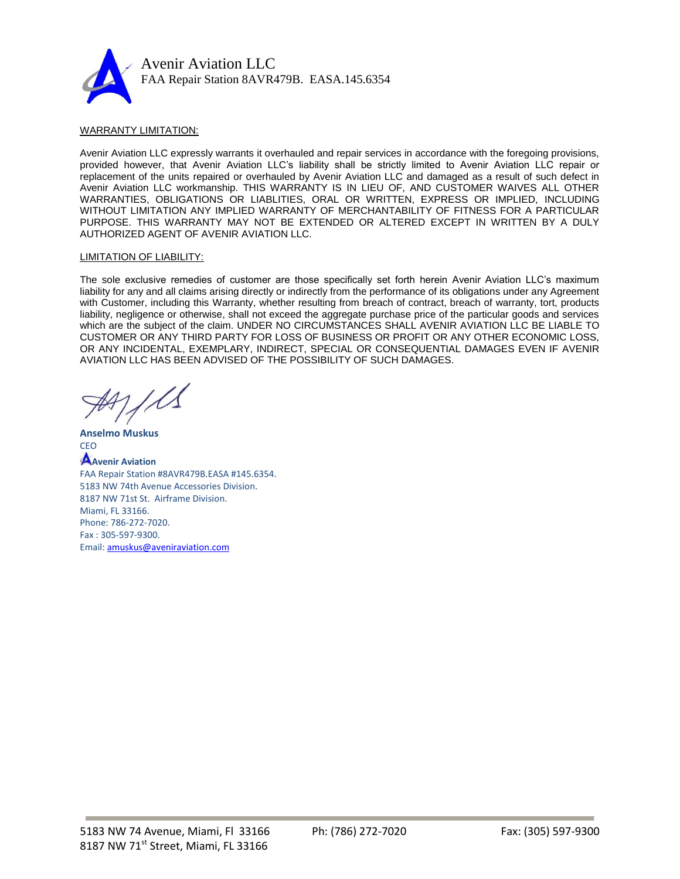Avenir Aviation LLC
FAA Repair Station 8AVR479B. EASA.145.6354

WARRANTY LIMITATION:

Avenir Aviation LLC expressly warrants it overhauled and repair services in accordance with the foregoing provisions, provided however, that Avenir Aviation LLC's liability shall be strictly limited to Avenir Aviation LLC repair or replacement of the units repaired or overhauled by Avenir Aviation LLC and damaged as a result of such defect in Avenir Aviation LLC workmanship. THIS WARRANTY IS IN LIEU OF, AND CUSTOMER WAIVES ALL OTHER WARRANTIES, OBLIGATIONS OR LIABLITIES, ORAL OR WRITTEN, EXPRESS OR IMPLIED, INCLUDING WITHOUT LIMITATION ANY IMPLIED WARRANTY OF MERCHANTABILITY OF FITNESS FOR A PARTICULAR PURPOSE. THIS WARRANTY MAY NOT BE EXTENDED OR ALTERED EXCEPT IN WRITTEN BY A DULY AUTHORIZED AGENT OF AVENIR AVIATION LLC.

LIMITATION OF LIABILITY:

The sole exclusive remedies of customer are those specifically set forth herein Avenir Aviation LLC's maximum liability for any and all claims arising directly or indirectly from the performance of its obligations under any Agreement with Customer, including this Warranty, whether resulting from breach of contract, breach of warranty, tort, products liability, negligence or otherwise, shall not exceed the aggregate purchase price of the particular goods and services which are the subject of the claim. UNDER NO CIRCUMSTANCES SHALL AVENIR AVIATION LLC BE LIABLE TO CUSTOMER OR ANY THIRD PARTY FOR LOSS OF BUSINESS OR PROFIT OR ANY OTHER ECONOMIC LOSS, OR ANY INCIDENTAL, EXEMPLARY, INDIRECT, SPECIAL OR CONSEQUENTIAL DAMAGES EVEN IF AVENIR AVIATION LLC HAS BEEN ADVISED OF THE POSSIBILITY OF SUCH DAMAGES.

**Anselmo Muskus**
CEO
**Avenir Aviation**
FAA Repair Station #8AVR479B.EASA #145.6354.
5183 NW 74th Avenue Accessories Division.
8187 NW 71st St. Airframe Division.
Miami, FL 33166.
Phone: 786-272-7020.
Fax : 305-597-9300.
Email: amuskus@aveniraviation.com